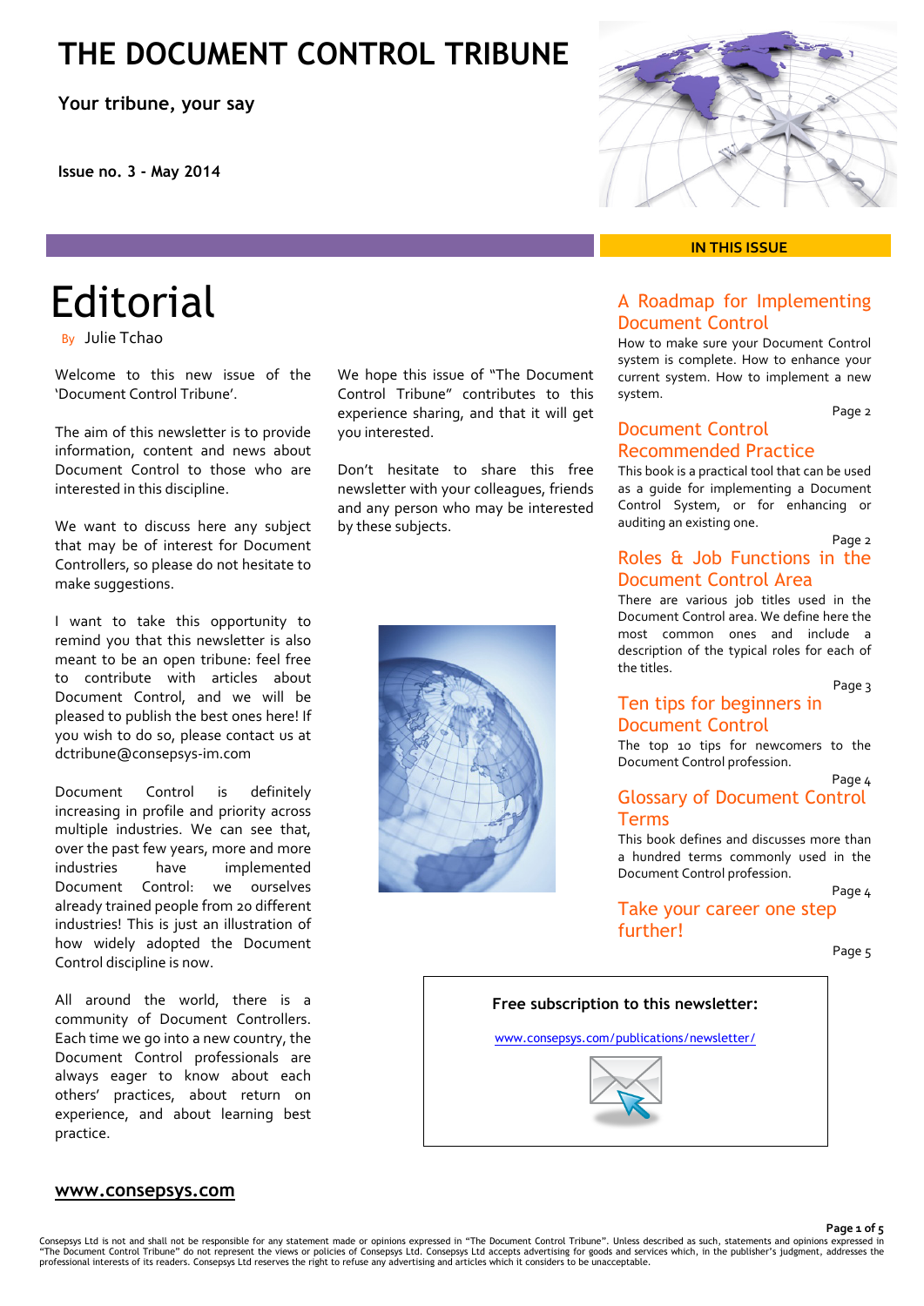# THE DOCUMENT CONTROL TRIBUNE

**Your tribune, your say**

**Issue no. 3 - May 2014**

## Editorial

By Julie Tchao

Welcome to this new issue of the 'Document Control Tribune'.

The aim of this newsletter is to provide information, content and news about Document Control to those who are interested in this discipline.

We want to discuss here any subject that may be of interest for Document Controllers, so please do not hesitate to make suggestions.

I want to take this opportunity to remind you that this newsletter is also meant to be an open tribune: feel free to contribute with articles about Document Control, and we will be pleased to publish the best ones here! If you wish to do so, please contact us at dctribune@consepsys-im.com

Document Control is definitely increasing in profile and priority across multiple industries. We can see that, over the past few years, more and more industries have implemented Document Control: we ourselves already trained people from 20 different industries! This is just an illustration of how widely adopted the Document Control discipline is now.

All around the world, there is a community of Document Controllers. Each time we go into a new country, the Document Control professionals are always eager to know about each others' practices, about return on experience, and about learning best practice.

We hope this issue of "The Document Control Tribune" contributes to this experience sharing, and that it will get you interested.

Don't hesitate to share this free newsletter with your colleagues, friends and any person who may be interested by these subjects.

**IN THIS ISSUE**

**A Roadmap for Implementing Document Control**
How to make sure your Document Control system is complete. How to enhance your current system. How to implement a new system.
Page 2

**Document Control Recommended Practice**
This book is a practical tool that can be used as a guide for implementing a Document Control System, or for enhancing or auditing an existing one.
Page 2

**Roles & Job Functions in the Document Control Area**
There are various job titles used in the Document Control area. We define here the most common ones and include a description of the typical roles for each of the titles.
Page 3

**Ten tips for beginners in Document Control**
The top 10 tips for newcomers to the Document Control profession.
Page 4

**Glossary of Document Control Terms**
This book defines and discusses more than a hundred terms commonly used in the Document Control profession.
Page 4

**Take your career one step further!**
Page 5

**Free subscription to this newsletter:**

www.consepsys.com/publications/newsletter/

**www.consepsys.com**

Consepsys Ltd is not and shall not be responsible for any statement made or opinions expressed in "The Document Control Tribune". Unless described as such, statements and opinions expressed in "The Document Control Tribune" do not represent the views or policies of Consepsys Ltd. Consepsys Ltd accepts advertising for goods and services which, in the publisher's judgment, addresses the professional interests of its readers. Consepsys Ltd reserves the right to refuse any advertising and articles which it considers to be unacceptable.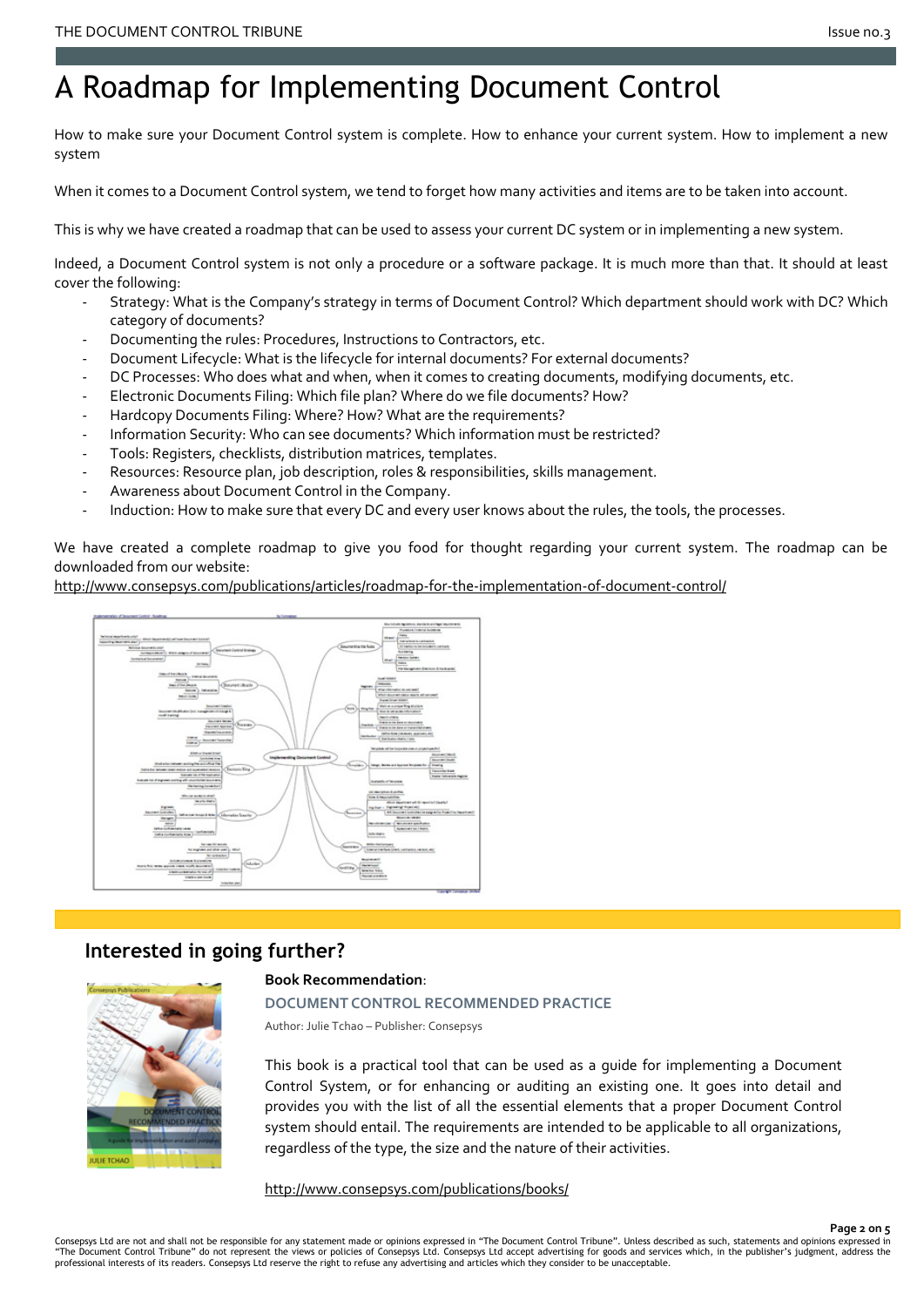# A Roadmap for Implementing Document Control

How to make sure your Document Control system is complete. How to enhance your current system. How to implement a new system

When it comes to a Document Control system, we tend to forget how many activities and items are to be taken into account.

This is why we have created a roadmap that can be used to assess your current DC system or in implementing a new system.

Indeed, a Document Control system is not only a procedure or a software package. It is much more than that. It should at least cover the following:

- Strategy: What is the Company's strategy in terms of Document Control? Which department should work with DC? Which category of documents?
- Documenting the rules: Procedures, Instructions to Contractors, etc.
- Document Lifecycle: What is the lifecycle for internal documents? For external documents?
- DC Processes: Who does what and when, when it comes to creating documents, modifying documents, etc.
- Electronic Documents Filing: Which file plan? Where do we file documents? How?
- Hardcopy Documents Filing: Where? How? What are the requirements?
- Information Security: Who can see documents? Which information must be restricted?
- Tools: Registers, checklists, distribution matrices, templates.
- Resources: Resource plan, job description, roles & responsibilities, skills management.
- Awareness about Document Control in the Company.
- Induction: How to make sure that every DC and every user knows about the rules, the tools, the processes.

We have created a complete roadmap to give you food for thought regarding your current system. The roadmap can be downloaded from our website:
http://www.consepsys.com/publications/articles/roadmap-for-the-implementation-of-document-control/

## Interested in going further?

**Book Recommendation**:

**DOCUMENT CONTROL RECOMMENDED PRACTICE**

Author: Julie Tchao – Publisher: Consepsys

This book is a practical tool that can be used as a guide for implementing a Document Control System, or for enhancing or auditing an existing one. It goes into detail and provides you with the list of all the essential elements that a proper Document Control system should entail. The requirements are intended to be applicable to all organizations, regardless of the type, the size and the nature of their activities.

http://www.consepsys.com/publications/books/

Consepsys Ltd are not and shall not be responsible for any statement made or opinions expressed in "The Document Control Tribune". Unless described as such, statements and opinions expressed in "The Document Control Tribune" do not represent the views or policies of Consepsys Ltd. Consepsys Ltd accept advertising for goods and services which, in the publisher's judgment, address the professional interests of its readers. Consepsys Ltd reserve the right to refuse any advertising and articles which they consider to be unacceptable.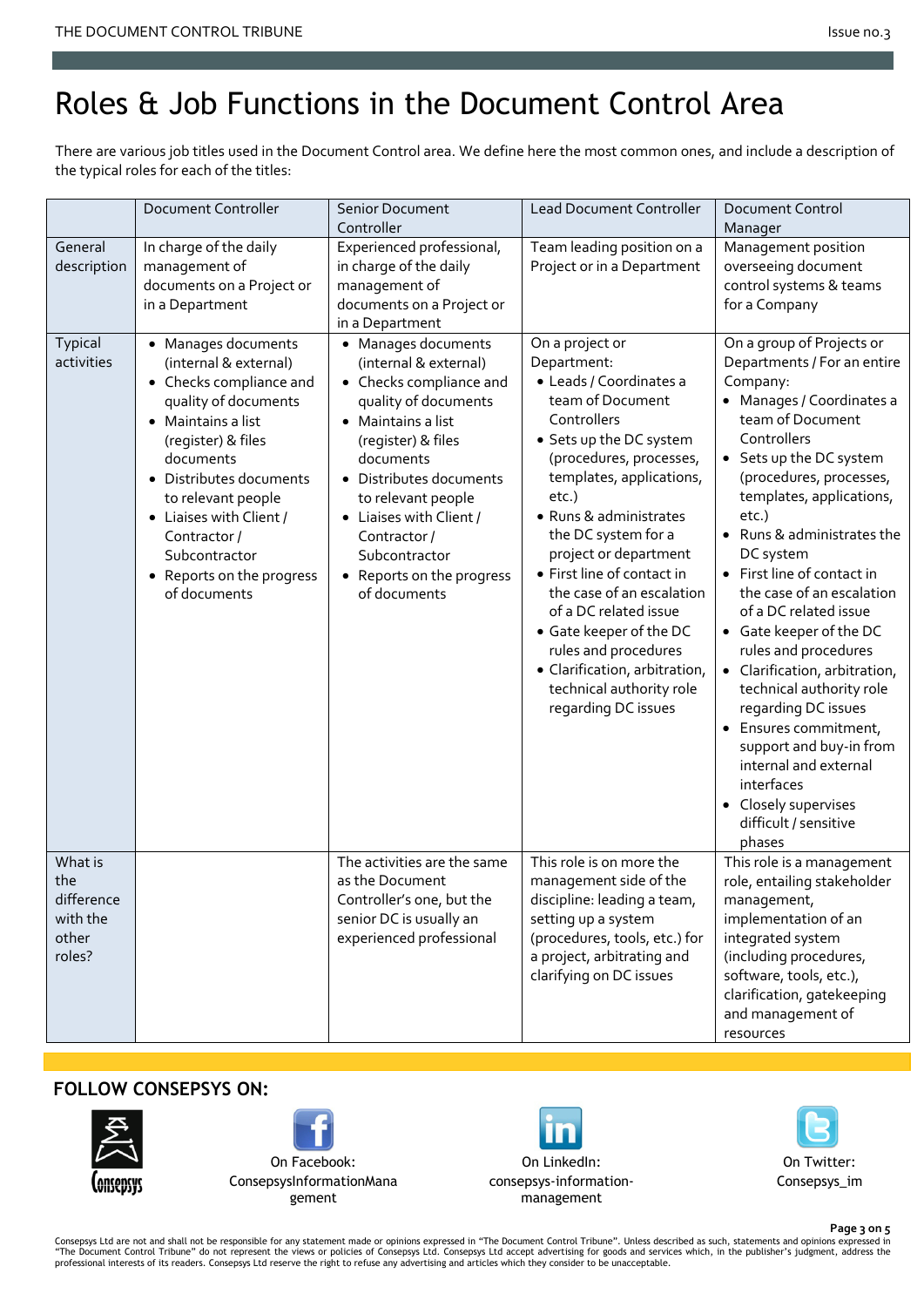# Roles & Job Functions in the Document Control Area

There are various job titles used in the Document Control area. We define here the most common ones, and include a description of the typical roles for each of the titles:

| | Document Controller | Senior Document Controller | Lead Document Controller | Document Control Manager |
|---|---|---|---|---|
| General description | In charge of the daily management of documents on a Project or in a Department | Experienced professional, in charge of the daily management of documents on a Project or in a Department | Team leading position on a Project or in a Department | Management position overseeing document control systems & teams for a Company |
| Typical activities | • Manages documents (internal & external)<br>• Checks compliance and quality of documents<br>• Maintains a list (register) & files documents<br>• Distributes documents to relevant people<br>• Liaises with Client / Contractor / Subcontractor<br>• Reports on the progress of documents | • Manages documents (internal & external)<br>• Checks compliance and quality of documents<br>• Maintains a list (register) & files documents<br>• Distributes documents to relevant people<br>• Liaises with Client / Contractor / Subcontractor<br>• Reports on the progress of documents | On a project or Department:<br>• Leads / Coordinates a team of Document Controllers<br>• Sets up the DC system (procedures, processes, templates, applications, etc.)<br>• Runs & administrates the DC system for a project or department<br>• First line of contact in the case of an escalation of a DC related issue<br>• Gate keeper of the DC rules and procedures<br>• Clarification, arbitration, technical authority role regarding DC issues | On a group of Projects or Departments / For an entire Company:<br>• Manages / Coordinates a team of Document Controllers<br>• Sets up the DC system (procedures, processes, templates, applications, etc.)<br>• Runs & administrates the DC system<br>• First line of contact in the case of an escalation of a DC related issue<br>• Gate keeper of the DC rules and procedures<br>• Clarification, arbitration, technical authority role regarding DC issues<br>• Ensures commitment, support and buy-in from internal and external interfaces<br>• Closely supervises difficult / sensitive phases |
| What is the difference with the other roles? | | The activities are the same as the Document Controller's one, but the senior DC is usually an experienced professional | This role is on more the management side of the discipline: leading a team, setting up a system (procedures, tools, etc.) for a project, arbitrating and clarifying on DC issues | This role is a management role, entailing stakeholder management, implementation of an integrated system (including procedures, software, tools, etc.), clarification, gatekeeping and management of resources |

**FOLLOW CONSEPSYS ON:**

On Facebook: ConsepsysInformationManagement

On LinkedIn: consepsys-information-management

On Twitter: Consepsys_im

Consepsys Ltd are not and shall not be responsible for any statement made or opinions expressed in "The Document Control Tribune". Unless described as such, statements and opinions expressed in "The Document Control Tribune" do not represent the views or policies of Consepsys Ltd. Consepsys Ltd accept advertising for goods and services which, in the publisher's judgment, address the professional interests of its readers. Consepsys Ltd reserve the right to refuse any advertising and articles which they consider to be unacceptable.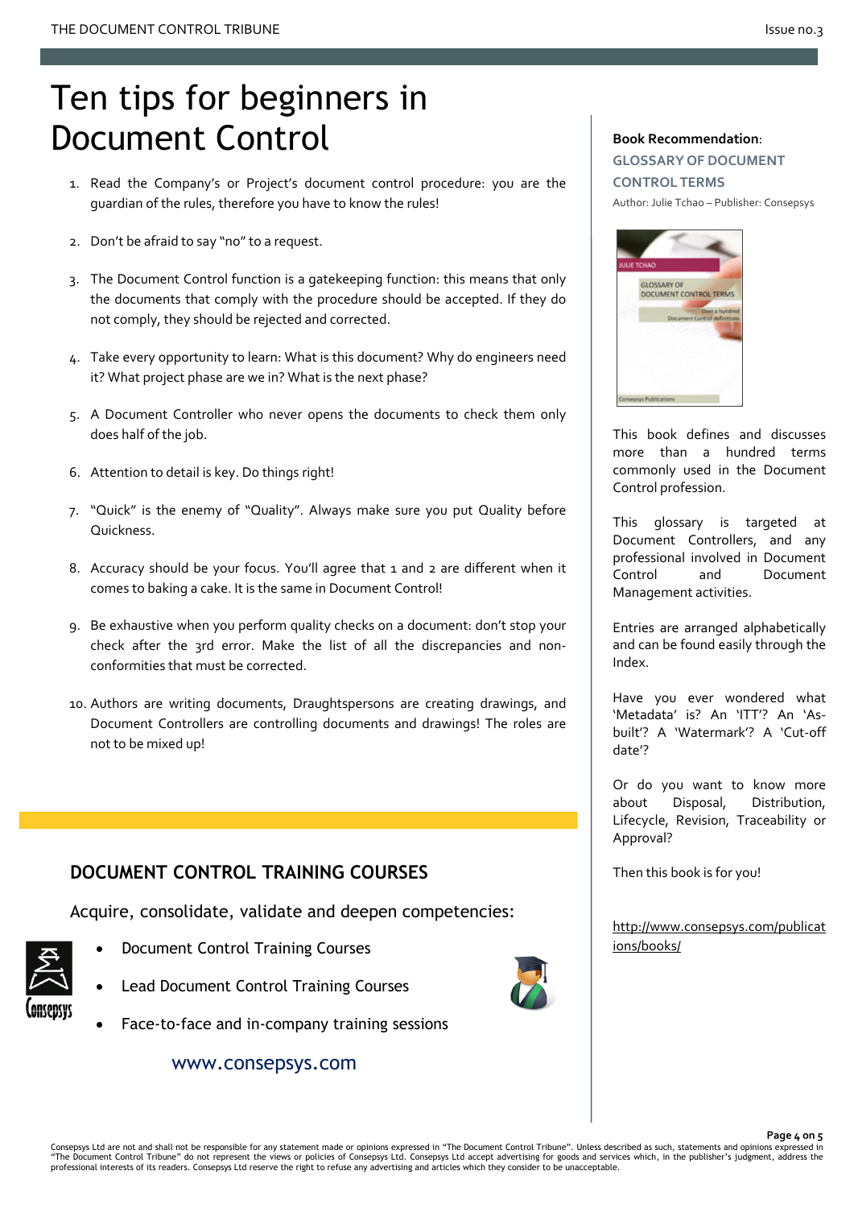# Ten tips for beginners in Document Control

1. Read the Company's or Project's document control procedure: you are the guardian of the rules, therefore you have to know the rules!

2. Don't be afraid to say "no" to a request.

3. The Document Control function is a gatekeeping function: this means that only the documents that comply with the procedure should be accepted. If they do not comply, they should be rejected and corrected.

4. Take every opportunity to learn: What is this document? Why do engineers need it? What project phase are we in? What is the next phase?

5. A Document Controller who never opens the documents to check them only does half of the job.

6. Attention to detail is key. Do things right!

7. "Quick" is the enemy of "Quality". Always make sure you put Quality before Quickness.

8. Accuracy should be your focus. You'll agree that 1 and 2 are different when it comes to baking a cake. It is the same in Document Control!

9. Be exhaustive when you perform quality checks on a document: don't stop your check after the 3rd error. Make the list of all the discrepancies and non-conformities that must be corrected.

10. Authors are writing documents, Draughtspersons are creating drawings, and Document Controllers are controlling documents and drawings! The roles are not to be mixed up!

## DOCUMENT CONTROL TRAINING COURSES

Acquire, consolidate, validate and deepen competencies:

- Document Control Training Courses
- Lead Document Control Training Courses
- Face-to-face and in-company training sessions

www.consepsys.com

**Book Recommendation**:

**GLOSSARY OF DOCUMENT CONTROL TERMS**

Author: Julie Tchao – Publisher: Consepsys

This book defines and discusses more than a hundred terms commonly used in the Document Control profession.

This glossary is targeted at Document Controllers, and any professional involved in Document Control and Document Management activities.

Entries are arranged alphabetically and can be found easily through the Index.

Have you ever wondered what 'Metadata' is? An 'ITT'? An 'As-built'? A 'Watermark'? A 'Cut-off date'?

Or do you want to know more about Disposal, Distribution, Lifecycle, Revision, Traceability or Approval?

Then this book is for you!

http://www.consepsys.com/publications/books/

Consepsys Ltd are not and shall not be responsible for any statement made or opinions expressed in "The Document Control Tribune". Unless described as such, statements and opinions expressed in "The Document Control Tribune" do not represent the views or policies of Consepsys Ltd. Consepsys Ltd accept advertising for goods and services which, in the publisher's judgment, address the professional interests of its readers. Consepsys Ltd reserve the right to refuse any advertising and articles which they consider to be unacceptable.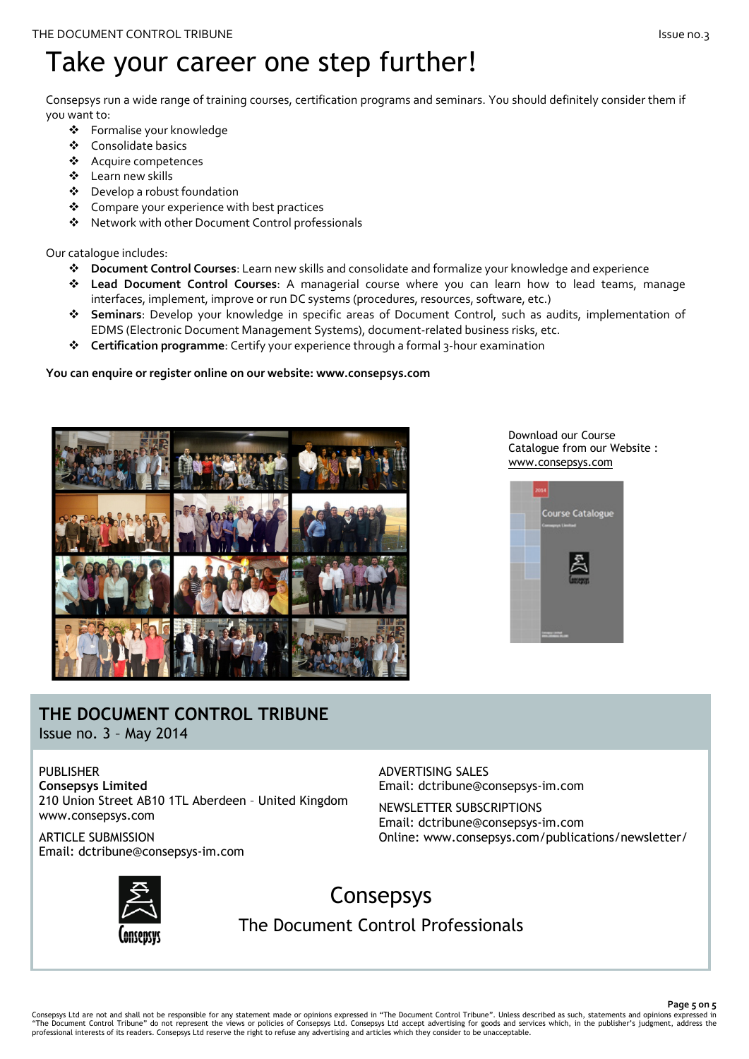# Take your career one step further!

Consepsys run a wide range of training courses, certification programs and seminars. You should definitely consider them if you want to:

- Formalise your knowledge
- Consolidate basics
- Acquire competences
- Learn new skills
- Develop a robust foundation
- Compare your experience with best practices
- Network with other Document Control professionals

Our catalogue includes:

- **Document Control Courses**: Learn new skills and consolidate and formalize your knowledge and experience
- **Lead Document Control Courses**: A managerial course where you can learn how to lead teams, manage interfaces, implement, improve or run DC systems (procedures, resources, software, etc.)
- **Seminars**: Develop your knowledge in specific areas of Document Control, such as audits, implementation of EDMS (Electronic Document Management Systems), document-related business risks, etc.
- **Certification programme**: Certify your experience through a formal 3-hour examination

**You can enquire or register online on our website: www.consepsys.com**

Download our Course Catalogue from our Website : www.consepsys.com

## THE DOCUMENT CONTROL TRIBUNE

Issue no. 3 – May 2014

PUBLISHER
**Consepsys Limited**
210 Union Street AB10 1TL Aberdeen – United Kingdom
www.consepsys.com

ARTICLE SUBMISSION
Email: dctribune@consepsys-im.com

ADVERTISING SALES
Email: dctribune@consepsys-im.com

NEWSLETTER SUBSCRIPTIONS
Email: dctribune@consepsys-im.com
Online: www.consepsys.com/publications/newsletter/

Consepsys

The Document Control Professionals

Consepsys Ltd are not and shall not be responsible for any statement made or opinions expressed in "The Document Control Tribune". Unless described as such, statements and opinions expressed in "The Document Control Tribune" do not represent the views or policies of Consepsys Ltd. Consepsys Ltd accept advertising for goods and services which, in the publisher's judgment, address the professional interests of its readers. Consepsys Ltd reserve the right to refuse any advertising and articles which they consider to be unacceptable.